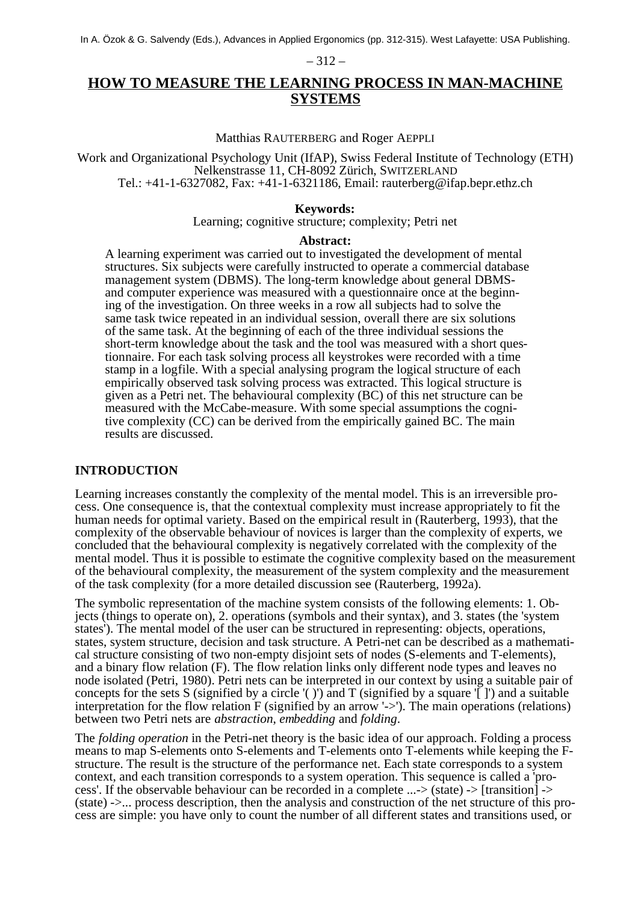In A. Özok & G. Salvendy (Eds.), Advances in Applied Ergonomics (pp. 312-315). West Lafayette: USA Publishing.

# HOW TO MEASURE THE LEARNING PROCESS IN MAN-MACHINE SYSTEMS

Matthias RAUTERBERG and Roger AEPPLI

Work and Organizational Psychology Unit (IfAP), Swiss Federal Institute of Technology (ETH)
Nelkenstrasse 11, CH-8092 Zürich, SWITZERLAND
Tel.: +41-1-6327082, Fax: +41-1-6321186, Email: rauterberg@ifap.bepr.ethz.ch

**Keywords:**
Learning; cognitive structure; complexity; Petri net

**Abstract:**

A learning experiment was carried out to investigated the development of mental structures. Six subjects were carefully instructed to operate a commercial database management system (DBMS). The long-term knowledge about general DBMS- and computer experience was measured with a questionnaire once at the beginning of the investigation. On three weeks in a row all subjects had to solve the same task twice repeated in an individual session, overall there are six solutions of the same task. At the beginning of each of the three individual sessions the short-term knowledge about the task and the tool was measured with a short questionnaire. For each task solving process all keystrokes were recorded with a time stamp in a logfile. With a special analysing program the logical structure of each empirically observed task solving process was extracted. This logical structure is given as a Petri net. The behavioural complexity (BC) of this net structure can be measured with the McCabe-measure. With some special assumptions the cognitive complexity (CC) can be derived from the empirically gained BC. The main results are discussed.

## INTRODUCTION

Learning increases constantly the complexity of the mental model. This is an irreversible process. One consequence is, that the contextual complexity must increase appropriately to fit the human needs for optimal variety. Based on the empirical result in (Rauterberg, 1993), that the complexity of the observable behaviour of novices is larger than the complexity of experts, we concluded that the behavioural complexity is negatively correlated with the complexity of the mental model. Thus it is possible to estimate the cognitive complexity based on the measurement of the behavioural complexity, the measurement of the system complexity and the measurement of the task complexity (for a more detailed discussion see (Rauterberg, 1992a).

The symbolic representation of the machine system consists of the following elements: 1. Objects (things to operate on), 2. operations (symbols and their syntax), and 3. states (the 'system states'). The mental model of the user can be structured in representing: objects, operations, states, system structure, decision and task structure. A Petri-net can be described as a mathematical structure consisting of two non-empty disjoint sets of nodes (S-elements and T-elements), and a binary flow relation (F). The flow relation links only different node types and leaves no node isolated (Petri, 1980). Petri nets can be interpreted in our context by using a suitable pair of concepts for the sets S (signified by a circle '( )') and T (signified by a square '[ ]') and a suitable interpretation for the flow relation F (signified by an arrow '->'). The main operations (relations) between two Petri nets are *abstraction*, *embedding* and *folding*.

The *folding operation* in the Petri-net theory is the basic idea of our approach. Folding a process means to map S-elements onto S-elements and T-elements onto T-elements while keeping the F-structure. The result is the structure of the performance net. Each state corresponds to a system context, and each transition corresponds to a system operation. This sequence is called a 'process'. If the observable behaviour can be recorded in a complete ...-> (state) -> [transition] -> (state) ->... process description, then the analysis and construction of the net structure of this process are simple: you have only to count the number of all different states and transitions used, or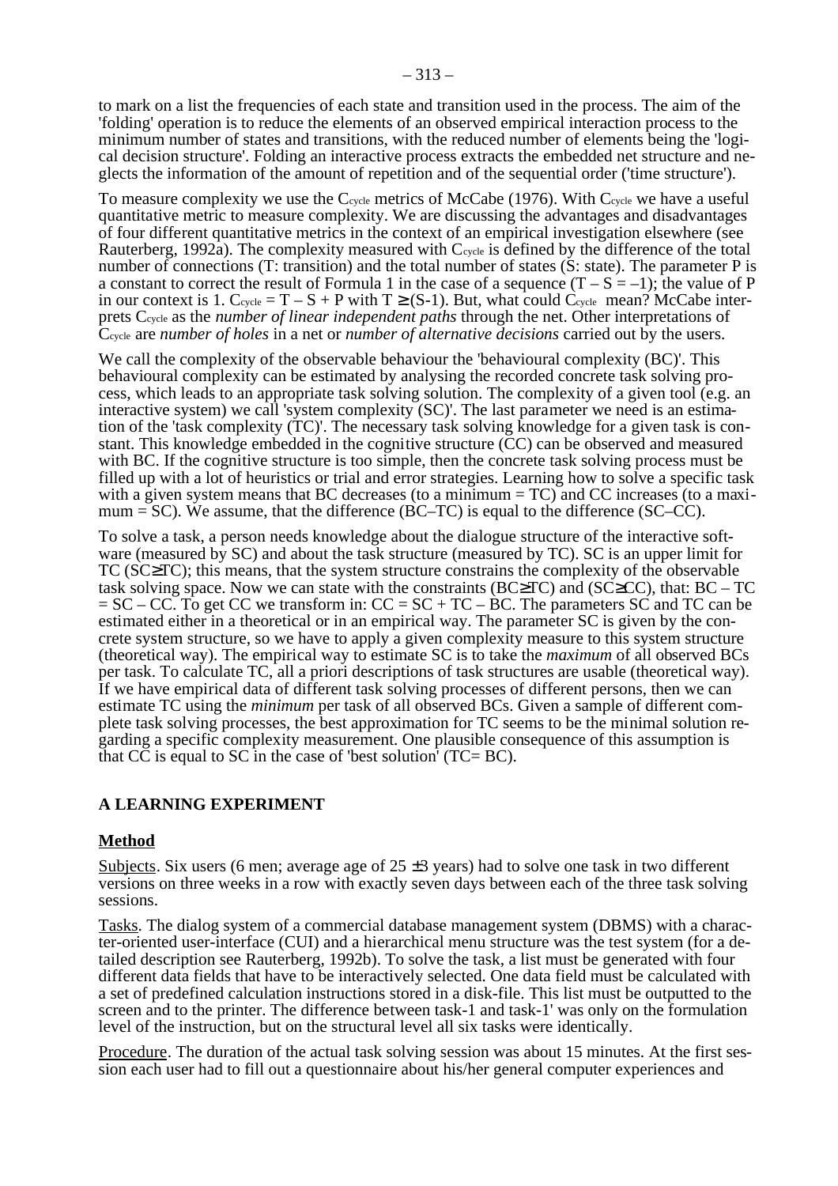to mark on a list the frequencies of each state and transition used in the process. The aim of the 'folding' operation is to reduce the elements of an observed empirical interaction process to the minimum number of states and transitions, with the reduced number of elements being the 'logical decision structure'. Folding an interactive process extracts the embedded net structure and neglects the information of the amount of repetition and of the sequential order ('time structure').

To measure complexity we use the $C_{cycle}$ metrics of McCabe (1976). With $C_{cycle}$ we have a useful quantitative metric to measure complexity. We are discussing the advantages and disadvantages of four different quantitative metrics in the context of an empirical investigation elsewhere (see Rauterberg, 1992a). The complexity measured with $C_{cycle}$ is defined by the difference of the total number of connections (T: transition) and the total number of states (S: state). The parameter P is a constant to correct the result of Formula 1 in the case of a sequence ($T - S = -1$); the value of P in our context is 1. $C_{cycle} = T - S + P$ with $T \geq (S-1)$. But, what could $C_{cycle}$ mean? McCabe interprets $C_{cycle}$ as the *number of linear independent paths* through the net. Other interpretations of $C_{cycle}$ are *number of holes* in a net or *number of alternative decisions* carried out by the users.

We call the complexity of the observable behaviour the 'behavioural complexity (BC)'. This behavioural complexity can be estimated by analysing the recorded concrete task solving process, which leads to an appropriate task solving solution. The complexity of a given tool (e.g. an interactive system) we call 'system complexity (SC)'. The last parameter we need is an estimation of the 'task complexity (TC)'. The necessary task solving knowledge for a given task is constant. This knowledge embedded in the cognitive structure (CC) can be observed and measured with BC. If the cognitive structure is too simple, then the concrete task solving process must be filled up with a lot of heuristics or trial and error strategies. Learning how to solve a specific task with a given system means that BC decreases (to a minimum = TC) and CC increases (to a maximum = SC). We assume, that the difference (BC–TC) is equal to the difference (SC–CC).

To solve a task, a person needs knowledge about the dialogue structure of the interactive software (measured by SC) and about the task structure (measured by TC). SC is an upper limit for TC ($SC \geq TC$); this means, that the system structure constrains the complexity of the observable task solving space. Now we can state with the constraints ($BC \geq TC$) and ($SC \geq CC$), that: $BC - TC = SC - CC$. To get CC we transform in: $CC = SC + TC - BC$. The parameters SC and TC can be estimated either in a theoretical or in an empirical way. The parameter SC is given by the concrete system structure, so we have to apply a given complexity measure to this system structure (theoretical way). The empirical way to estimate SC is to take the *maximum* of all observed BCs per task. To calculate TC, all a priori descriptions of task structures are usable (theoretical way). If we have empirical data of different task solving processes of different persons, then we can estimate TC using the *minimum* per task of all observed BCs. Given a sample of different complete task solving processes, the best approximation for TC seems to be the minimal solution regarding a specific complexity measurement. One plausible consequence of this assumption is that CC is equal to SC in the case of 'best solution' (TC= BC).

## A LEARNING EXPERIMENT

### Method

Subjects. Six users (6 men; average age of 25 ±3 years) had to solve one task in two different versions on three weeks in a row with exactly seven days between each of the three task solving sessions.

Tasks. The dialog system of a commercial database management system (DBMS) with a character-oriented user-interface (CUI) and a hierarchical menu structure was the test system (for a detailed description see Rauterberg, 1992b). To solve the task, a list must be generated with four different data fields that have to be interactively selected. One data field must be calculated with a set of predefined calculation instructions stored in a disk-file. This list must be outputted to the screen and to the printer. The difference between task-1 and task-1' was only on the formulation level of the instruction, but on the structural level all six tasks were identically.

Procedure. The duration of the actual task solving session was about 15 minutes. At the first session each user had to fill out a questionnaire about his/her general computer experiences and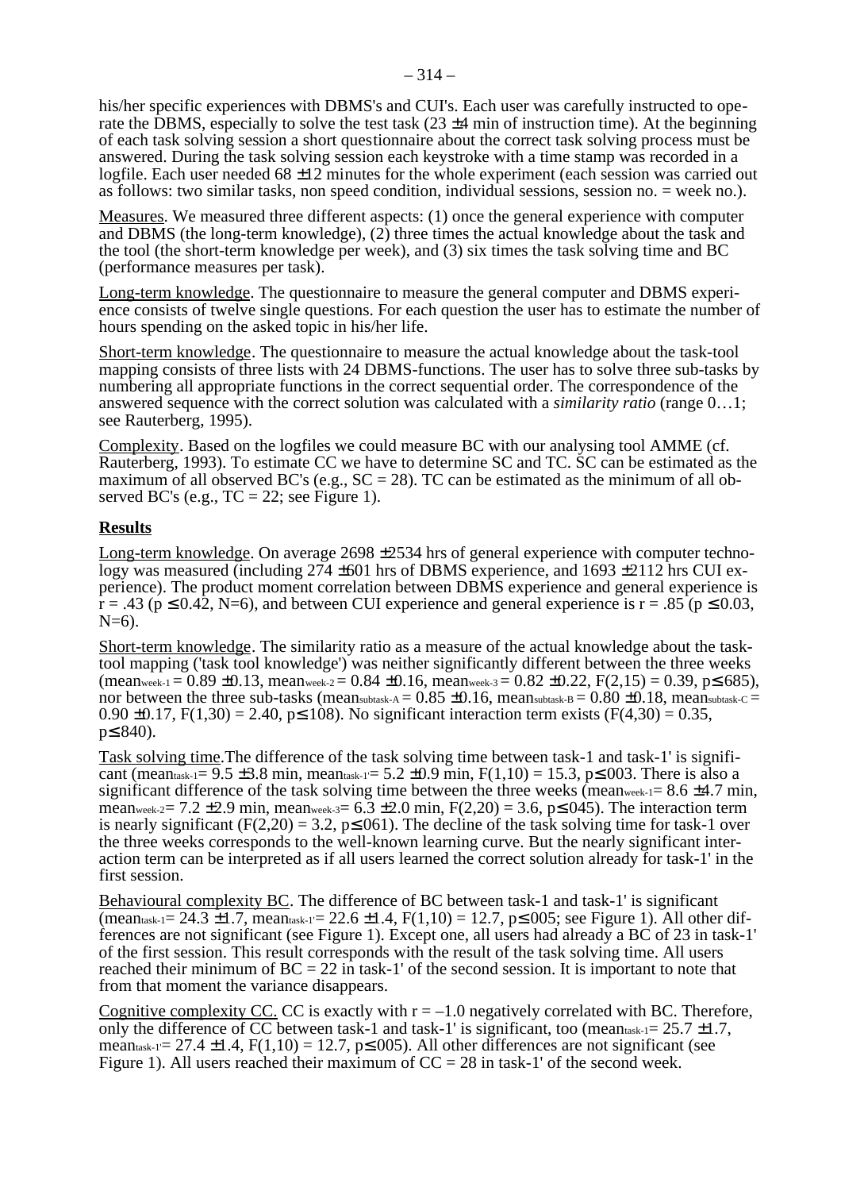his/her specific experiences with DBMS's and CUI's. Each user was carefully instructed to operate the DBMS, especially to solve the test task (23 ±4 min of instruction time). At the beginning of each task solving session a short questionnaire about the correct task solving process must be answered. During the task solving session each keystroke with a time stamp was recorded in a logfile. Each user needed 68 ±12 minutes for the whole experiment (each session was carried out as follows: two similar tasks, non speed condition, individual sessions, session no. = week no.).

Measures. We measured three different aspects: (1) once the general experience with computer and DBMS (the long-term knowledge), (2) three times the actual knowledge about the task and the tool (the short-term knowledge per week), and (3) six times the task solving time and BC (performance measures per task).

Long-term knowledge. The questionnaire to measure the general computer and DBMS experience consists of twelve single questions. For each question the user has to estimate the number of hours spending on the asked topic in his/her life.

Short-term knowledge. The questionnaire to measure the actual knowledge about the task-tool mapping consists of three lists with 24 DBMS-functions. The user has to solve three sub-tasks by numbering all appropriate functions in the correct sequential order. The correspondence of the answered sequence with the correct solution was calculated with a *similarity ratio* (range 0…1; see Rauterberg, 1995).

Complexity. Based on the logfiles we could measure BC with our analysing tool AMME (cf. Rauterberg, 1993). To estimate CC we have to determine SC and TC. SC can be estimated as the maximum of all observed BC's (e.g., SC = 28). TC can be estimated as the minimum of all observed BC's (e.g., TC = 22; see Figure 1).

## Results

Long-term knowledge. On average 2698 ±2534 hrs of general experience with computer technology was measured (including 274 ±601 hrs of DBMS experience, and 1693 ±2112 hrs CUI experience). The product moment correlation between DBMS experience and general experience is $r = .43$ ($p \leq 0.42$, N=6), and between CUI experience and general experience is $r = .85$ ($p \leq 0.03$, N=6).

Short-term knowledge. The similarity ratio as a measure of the actual knowledge about the task-tool mapping ('task tool knowledge') was neither significantly different between the three weeks ($mean_{week\text{-}1} = 0.89 \pm 0.13$, $mean_{week\text{-}2} = 0.84 \pm 0.16$, $mean_{week\text{-}3} = 0.82 \pm 0.22$, $F(2,15) = 0.39$, $p \leq .685$), nor between the three sub-tasks ($mean_{subtask\text{-}A} = 0.85 \pm 0.16$, $mean_{subtask\text{-}B} = 0.80 \pm 0.18$, $mean_{subtask\text{-}C} = 0.90 \pm 0.17$, $F(1,30) = 2.40$, $p \leq .108$). No significant interaction term exists ($F(4,30) = 0.35$, $p \leq .840$).

Task solving time. The difference of the task solving time between task-1 and task-1' is significant ($mean_{task\text{-}1} = 9.5 \pm 3.8$ min, $mean_{task\text{-}1'} = 5.2 \pm 0.9$ min, $F(1,10) = 15.3$, $p \leq .003$. There is also a significant difference of the task solving time between the three weeks ($mean_{week\text{-}1} = 8.6 \pm 4.7$ min, $mean_{week\text{-}2} = 7.2 \pm 2.9$ min, $mean_{week\text{-}3} = 6.3 \pm 2.0$ min, $F(2,20) = 3.6$, $p \leq .045$). The interaction term is nearly significant ($F(2,20) = 3.2$, $p \leq .061$). The decline of the task solving time for task-1 over the three weeks corresponds to the well-known learning curve. But the nearly significant interaction term can be interpreted as if all users learned the correct solution already for task-1' in the first session.

Behavioural complexity BC. The difference of BC between task-1 and task-1' is significant ($mean_{task\text{-}1} = 24.3 \pm 1.7$, $mean_{task\text{-}1'} = 22.6 \pm 1.4$, $F(1,10) = 12.7$, $p \leq .005$; see Figure 1). All other differences are not significant (see Figure 1). Except one, all users had already a BC of 23 in task-1' of the first session. This result corresponds with the result of the task solving time. All users reached their minimum of BC = 22 in task-1' of the second session. It is important to note that from that moment the variance disappears.

Cognitive complexity CC. CC is exactly with $r = -1.0$ negatively correlated with BC. Therefore, only the difference of CC between task-1 and task-1' is significant, too ($mean_{task\text{-}1} = 25.7 \pm 1.7$, $mean_{task\text{-}1'} = 27.4 \pm 1.4$, $F(1,10) = 12.7$, $p \leq .005$). All other differences are not significant (see Figure 1). All users reached their maximum of CC = 28 in task-1' of the second week.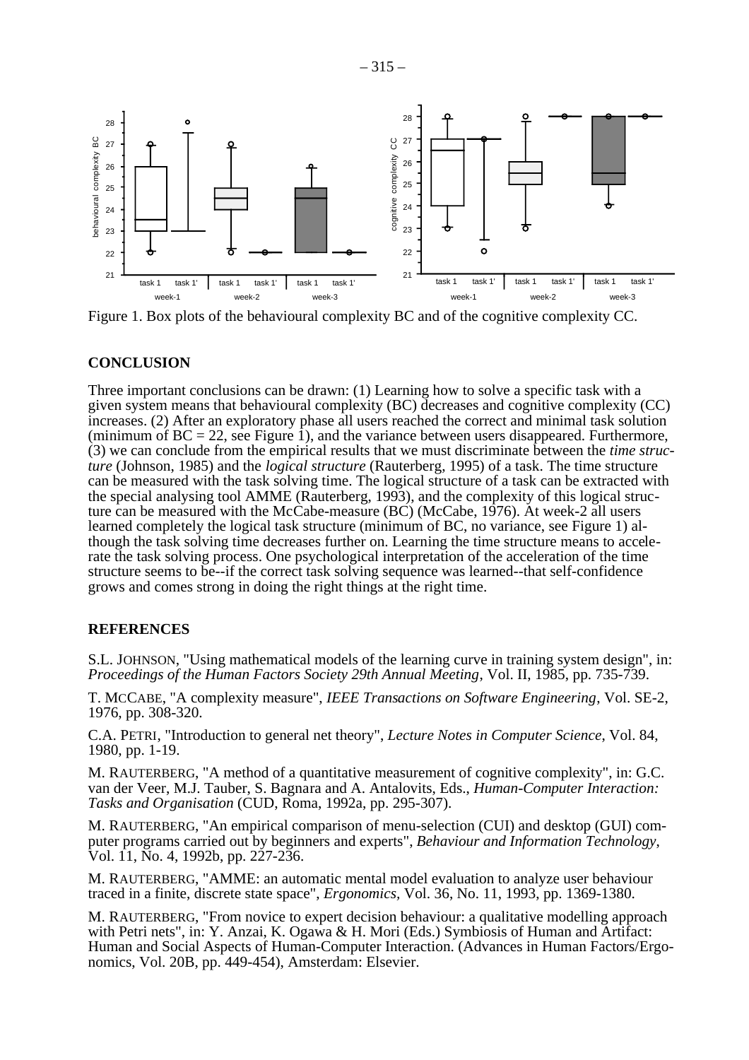behavioural complexity BC

28
27
26
25
24
23
22
21

task 1 task 1' task 1 task 1' task 1 task 1'
week-1 week-2 week-3

cognitive complexity CC

28
27
26
25
24
23
22
21

task 1 task 1' task 1 task 1' task 1 task 1'
week-1 week-2 week-3

Figure 1. Box plots of the behavioural complexity BC and of the cognitive complexity CC.

## CONCLUSION

Three important conclusions can be drawn: (1) Learning how to solve a specific task with a given system means that behavioural complexity (BC) decreases and cognitive complexity (CC) increases. (2) After an exploratory phase all users reached the correct and minimal task solution (minimum of BC = 22, see Figure 1), and the variance between users disappeared. Furthermore, (3) we can conclude from the empirical results that we must discriminate between the *time structure* (Johnson, 1985) and the *logical structure* (Rauterberg, 1995) of a task. The time structure can be measured with the task solving time. The logical structure of a task can be extracted with the special analysing tool AMME (Rauterberg, 1993), and the complexity of this logical structure can be measured with the McCabe-measure (BC) (McCabe, 1976). At week-2 all users learned completely the logical task structure (minimum of BC, no variance, see Figure 1) although the task solving time decreases further on. Learning the time structure means to accelerate the task solving process. One psychological interpretation of the acceleration of the time structure seems to be--if the correct task solving sequence was learned--that self-confidence grows and comes strong in doing the right things at the right time.

## REFERENCES

S.L. JOHNSON, "Using mathematical models of the learning curve in training system design", in: *Proceedings of the Human Factors Society 29th Annual Meeting*, Vol. II, 1985, pp. 735-739.

T. MCCABE, "A complexity measure", *IEEE Transactions on Software Engineering*, Vol. SE-2, 1976, pp. 308-320.

C.A. PETRI, "Introduction to general net theory", *Lecture Notes in Computer Science*, Vol. 84, 1980, pp. 1-19.

M. RAUTERBERG, "A method of a quantitative measurement of cognitive complexity", in: G.C. van der Veer, M.J. Tauber, S. Bagnara and A. Antalovits, Eds., *Human-Computer Interaction: Tasks and Organisation* (CUD, Roma, 1992a, pp. 295-307).

M. RAUTERBERG, "An empirical comparison of menu-selection (CUI) and desktop (GUI) computer programs carried out by beginners and experts", *Behaviour and Information Technology*, Vol. 11, No. 4, 1992b, pp. 227-236.

M. RAUTERBERG, "AMME: an automatic mental model evaluation to analyze user behaviour traced in a finite, discrete state space", *Ergonomics*, Vol. 36, No. 11, 1993, pp. 1369-1380.

M. RAUTERBERG, "From novice to expert decision behaviour: a qualitative modelling approach with Petri nets", in: Y. Anzai, K. Ogawa & H. Mori (Eds.) Symbiosis of Human and Artifact: Human and Social Aspects of Human-Computer Interaction. (Advances in Human Factors/Ergonomics, Vol. 20B, pp. 449-454), Amsterdam: Elsevier.